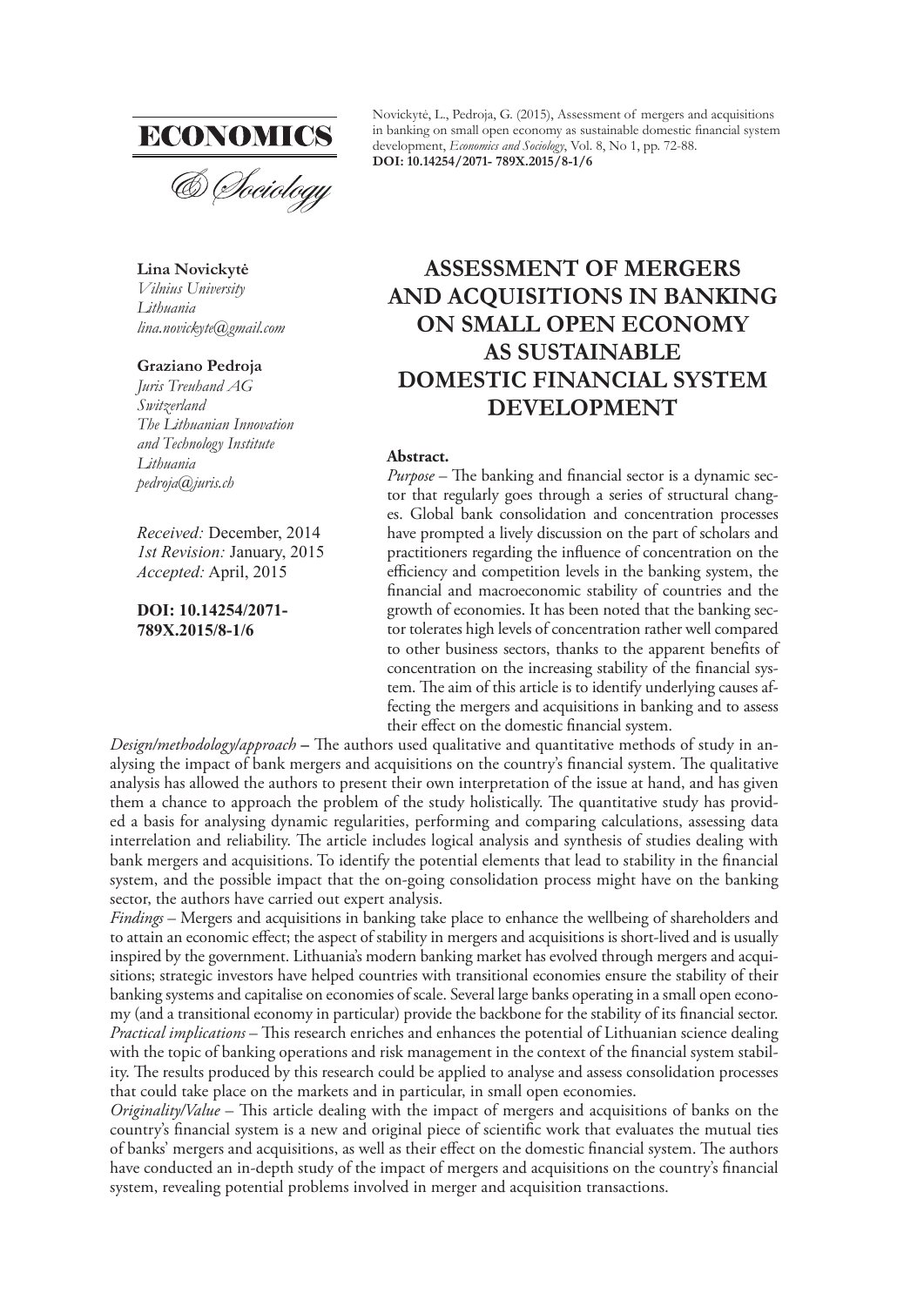ECONOMICS

& Sociology

Novickytė, L., Pedroja, G. (2015), Assessment of mergers and acquisitions in banking on small open economy as sustainable domestic financial system development, *Economics and Sociology*, Vol. 8, No 1, pp. 72-88. **DOI: 10.14254/2071- 789X.2015/8-1/6**

**Lina Novickytė**
*Vilnius University*
*Lithuania*
*lina.novickyte@gmail.com*

**Graziano Pedroja**
*Juris Treuhand AG*
*Switzerland*
*The Lithuanian Innovation and Technology Institute*
*Lithuania*
*pedroja@juris.ch*

*Received:* December, 2014
*1st Revision:* January, 2015
*Accepted:* April, 2015

**DOI: 10.14254/2071-789X.2015/8-1/6**

# ASSESSMENT OF MERGERS AND ACQUISITIONS IN BANKING ON SMALL OPEN ECONOMY AS SUSTAINABLE DOMESTIC FINANCIAL SYSTEM DEVELOPMENT

**Abstract.**

*Purpose* – The banking and financial sector is a dynamic sector that regularly goes through a series of structural changes. Global bank consolidation and concentration processes have prompted a lively discussion on the part of scholars and practitioners regarding the influence of concentration on the efficiency and competition levels in the banking system, the financial and macroeconomic stability of countries and the growth of economies. It has been noted that the banking sector tolerates high levels of concentration rather well compared to other business sectors, thanks to the apparent benefits of concentration on the increasing stability of the financial system. The aim of this article is to identify underlying causes affecting the mergers and acquisitions in banking and to assess their effect on the domestic financial system.

*Design/methodology/approach* – The authors used qualitative and quantitative methods of study in analysing the impact of bank mergers and acquisitions on the country's financial system. The qualitative analysis has allowed the authors to present their own interpretation of the issue at hand, and has given them a chance to approach the problem of the study holistically. The quantitative study has provided a basis for analysing dynamic regularities, performing and comparing calculations, assessing data interrelation and reliability. The article includes logical analysis and synthesis of studies dealing with bank mergers and acquisitions. To identify the potential elements that lead to stability in the financial system, and the possible impact that the on-going consolidation process might have on the banking sector, the authors have carried out expert analysis.

*Findings* – Mergers and acquisitions in banking take place to enhance the wellbeing of shareholders and to attain an economic effect; the aspect of stability in mergers and acquisitions is short-lived and is usually inspired by the government. Lithuania's modern banking market has evolved through mergers and acquisitions; strategic investors have helped countries with transitional economies ensure the stability of their banking systems and capitalise on economies of scale. Several large banks operating in a small open economy (and a transitional economy in particular) provide the backbone for the stability of its financial sector.

*Practical implications* – This research enriches and enhances the potential of Lithuanian science dealing with the topic of banking operations and risk management in the context of the financial system stability. The results produced by this research could be applied to analyse and assess consolidation processes that could take place on the markets and in particular, in small open economies.

*Originality/Value* – This article dealing with the impact of mergers and acquisitions of banks on the country's financial system is a new and original piece of scientific work that evaluates the mutual ties of banks' mergers and acquisitions, as well as their effect on the domestic financial system. The authors have conducted an in-depth study of the impact of mergers and acquisitions on the country's financial system, revealing potential problems involved in merger and acquisition transactions.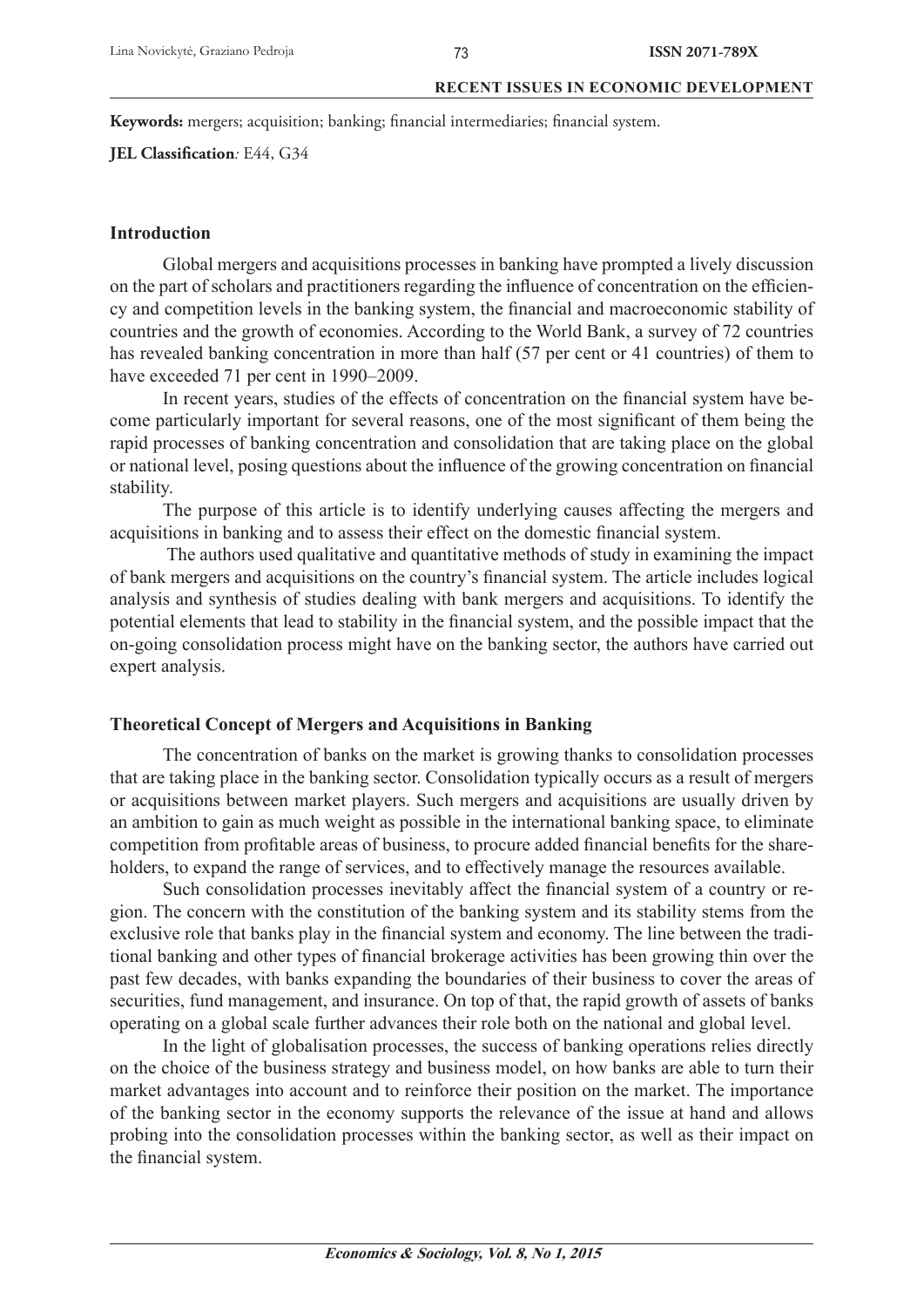**Keywords:** mergers; acquisition; banking; financial intermediaries; financial system.

**JEL Classification***:* E44, G34

## Introduction

Global mergers and acquisitions processes in banking have prompted a lively discussion on the part of scholars and practitioners regarding the influence of concentration on the efficiency and competition levels in the banking system, the financial and macroeconomic stability of countries and the growth of economies. According to the World Bank, a survey of 72 countries has revealed banking concentration in more than half (57 per cent or 41 countries) of them to have exceeded 71 per cent in 1990–2009.

In recent years, studies of the effects of concentration on the financial system have become particularly important for several reasons, one of the most significant of them being the rapid processes of banking concentration and consolidation that are taking place on the global or national level, posing questions about the influence of the growing concentration on financial stability.

The purpose of this article is to identify underlying causes affecting the mergers and acquisitions in banking and to assess their effect on the domestic financial system.

The authors used qualitative and quantitative methods of study in examining the impact of bank mergers and acquisitions on the country's financial system. The article includes logical analysis and synthesis of studies dealing with bank mergers and acquisitions. To identify the potential elements that lead to stability in the financial system, and the possible impact that the on-going consolidation process might have on the banking sector, the authors have carried out expert analysis.

## Theoretical Concept of Mergers and Acquisitions in Banking

The concentration of banks on the market is growing thanks to consolidation processes that are taking place in the banking sector. Consolidation typically occurs as a result of mergers or acquisitions between market players. Such mergers and acquisitions are usually driven by an ambition to gain as much weight as possible in the international banking space, to eliminate competition from profitable areas of business, to procure added financial benefits for the shareholders, to expand the range of services, and to effectively manage the resources available.

Such consolidation processes inevitably affect the financial system of a country or region. The concern with the constitution of the banking system and its stability stems from the exclusive role that banks play in the financial system and economy. The line between the traditional banking and other types of financial brokerage activities has been growing thin over the past few decades, with banks expanding the boundaries of their business to cover the areas of securities, fund management, and insurance. On top of that, the rapid growth of assets of banks operating on a global scale further advances their role both on the national and global level.

In the light of globalisation processes, the success of banking operations relies directly on the choice of the business strategy and business model, on how banks are able to turn their market advantages into account and to reinforce their position on the market. The importance of the banking sector in the economy supports the relevance of the issue at hand and allows probing into the consolidation processes within the banking sector, as well as their impact on the financial system.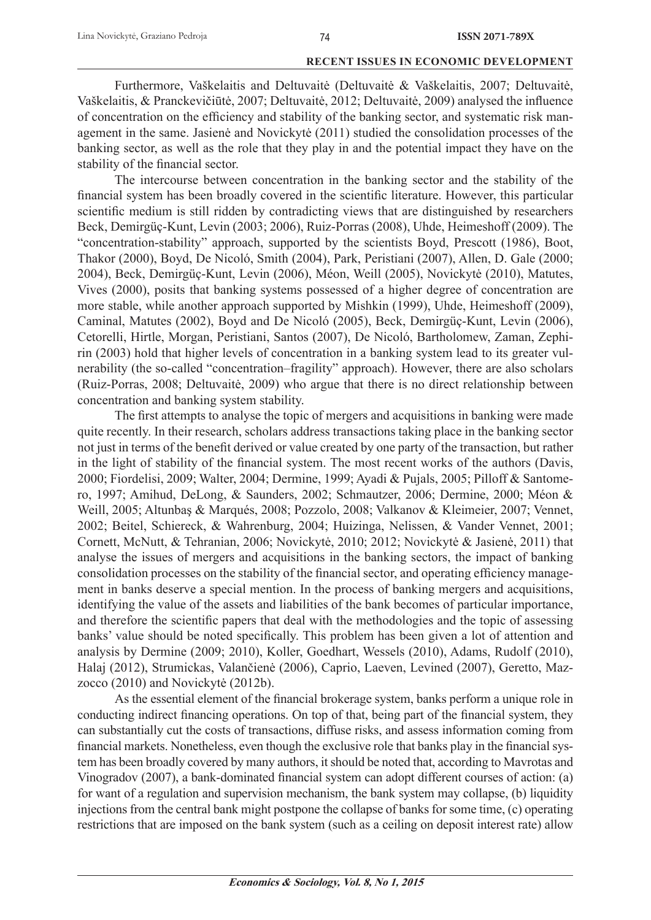Furthermore, Vaškelaitis and Deltuvaitė (Deltuvaitė & Vaškelaitis, 2007; Deltuvaitė, Vaškelaitis, & Pranckevičiūtė, 2007; Deltuvaitė, 2012; Deltuvaitė, 2009) analysed the influence of concentration on the efficiency and stability of the banking sector, and systematic risk management in the same. Jasienė and Novickytė (2011) studied the consolidation processes of the banking sector, as well as the role that they play in and the potential impact they have on the stability of the financial sector.

The intercourse between concentration in the banking sector and the stability of the financial system has been broadly covered in the scientific literature. However, this particular scientific medium is still ridden by contradicting views that are distinguished by researchers Beck, Demirgüç-Kunt, Levin (2003; 2006), Ruiz-Porras (2008), Uhde, Heimeshoff (2009). The "concentration-stability" approach, supported by the scientists Boyd, Prescott (1986), Boot, Thakor (2000), Boyd, De Nicoló, Smith (2004), Park, Peristiani (2007), Allen, D. Gale (2000; 2004), Beck, Demirgüç-Kunt, Levin (2006), Méon, Weill (2005), Novickytė (2010), Matutes, Vives (2000), posits that banking systems possessed of a higher degree of concentration are more stable, while another approach supported by Mishkin (1999), Uhde, Heimeshoff (2009), Caminal, Matutes (2002), Boyd and De Nicoló (2005), Beck, Demirgüç-Kunt, Levin (2006), Cetorelli, Hirtle, Morgan, Peristiani, Santos (2007), De Nicoló, Bartholomew, Zaman, Zephirin (2003) hold that higher levels of concentration in a banking system lead to its greater vulnerability (the so-called "concentration–fragility" approach). However, there are also scholars (Ruiz-Porras, 2008; Deltuvaitė, 2009) who argue that there is no direct relationship between concentration and banking system stability.

The first attempts to analyse the topic of mergers and acquisitions in banking were made quite recently. In their research, scholars address transactions taking place in the banking sector not just in terms of the benefit derived or value created by one party of the transaction, but rather in the light of stability of the financial system. The most recent works of the authors (Davis, 2000; Fiordelisi, 2009; Walter, 2004; Dermine, 1999; Ayadi & Pujals, 2005; Pilloff & Santomero, 1997; Amihud, DeLong, & Saunders, 2002; Schmautzer, 2006; Dermine, 2000; Méon & Weill, 2005; Altunbaş & Marqués, 2008; Pozzolo, 2008; Valkanov & Kleimeier, 2007; Vennet, 2002; Beitel, Schiereck, & Wahrenburg, 2004; Huizinga, Nelissen, & Vander Vennet, 2001; Cornett, McNutt, & Tehranian, 2006; Novickytė, 2010; 2012; Novickytė & Jasienė, 2011) that analyse the issues of mergers and acquisitions in the banking sectors, the impact of banking consolidation processes on the stability of the financial sector, and operating efficiency management in banks deserve a special mention. In the process of banking mergers and acquisitions, identifying the value of the assets and liabilities of the bank becomes of particular importance, and therefore the scientific papers that deal with the methodologies and the topic of assessing banks' value should be noted specifically. This problem has been given a lot of attention and analysis by Dermine (2009; 2010), Koller, Goedhart, Wessels (2010), Adams, Rudolf (2010), Halaj (2012), Strumickas, Valančienė (2006), Caprio, Laeven, Levined (2007), Geretto, Mazzocco (2010) and Novickytė (2012b).

As the essential element of the financial brokerage system, banks perform a unique role in conducting indirect financing operations. On top of that, being part of the financial system, they can substantially cut the costs of transactions, diffuse risks, and assess information coming from financial markets. Nonetheless, even though the exclusive role that banks play in the financial system has been broadly covered by many authors, it should be noted that, according to Mavrotas and Vinogradov (2007), a bank-dominated financial system can adopt different courses of action: (a) for want of a regulation and supervision mechanism, the bank system may collapse, (b) liquidity injections from the central bank might postpone the collapse of banks for some time, (c) operating restrictions that are imposed on the bank system (such as a ceiling on deposit interest rate) allow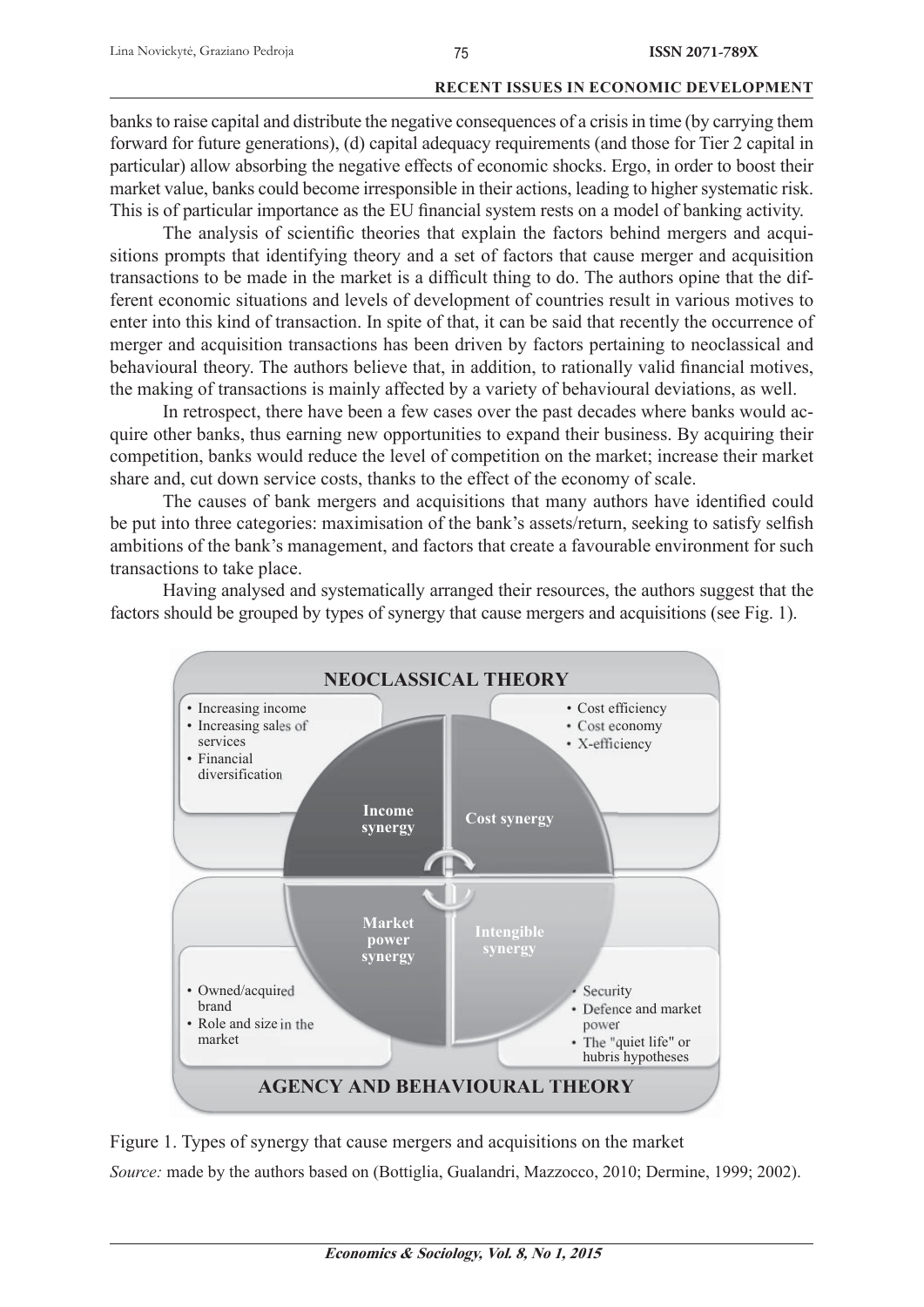banks to raise capital and distribute the negative consequences of a crisis in time (by carrying them forward for future generations), (d) capital adequacy requirements (and those for Tier 2 capital in particular) allow absorbing the negative effects of economic shocks. Ergo, in order to boost their market value, banks could become irresponsible in their actions, leading to higher systematic risk. This is of particular importance as the EU financial system rests on a model of banking activity.

The analysis of scientific theories that explain the factors behind mergers and acquisitions prompts that identifying theory and a set of factors that cause merger and acquisition transactions to be made in the market is a difficult thing to do. The authors opine that the different economic situations and levels of development of countries result in various motives to enter into this kind of transaction. In spite of that, it can be said that recently the occurrence of merger and acquisition transactions has been driven by factors pertaining to neoclassical and behavioural theory. The authors believe that, in addition, to rationally valid financial motives, the making of transactions is mainly affected by a variety of behavioural deviations, as well.

In retrospect, there have been a few cases over the past decades where banks would acquire other banks, thus earning new opportunities to expand their business. By acquiring their competition, banks would reduce the level of competition on the market; increase their market share and, cut down service costs, thanks to the effect of the economy of scale.

The causes of bank mergers and acquisitions that many authors have identified could be put into three categories: maximisation of the bank's assets/return, seeking to satisfy selfish ambitions of the bank's management, and factors that create a favourable environment for such transactions to take place.

Having analysed and systematically arranged their resources, the authors suggest that the factors should be grouped by types of synergy that cause mergers and acquisitions (see Fig. 1).

**NEOCLASSICAL THEORY**

- Income synergy:
  - Increasing income
  - Increasing sales of services
  - Financial diversification
- Cost synergy:
  - Cost efficiency
  - Cost economy
  - X-efficiency

**AGENCY AND BEHAVIOURAL THEORY**

- Market power synergy:
  - Owned/acquired brand
  - Role and size in the market
- Intengible synergy:
  - Security
  - Defence and market power
  - The "quiet life" or hubris hypotheses

Figure 1. Types of synergy that cause mergers and acquisitions on the market

*Source:* made by the authors based on (Bottiglia, Gualandri, Mazzocco, 2010; Dermine, 1999; 2002).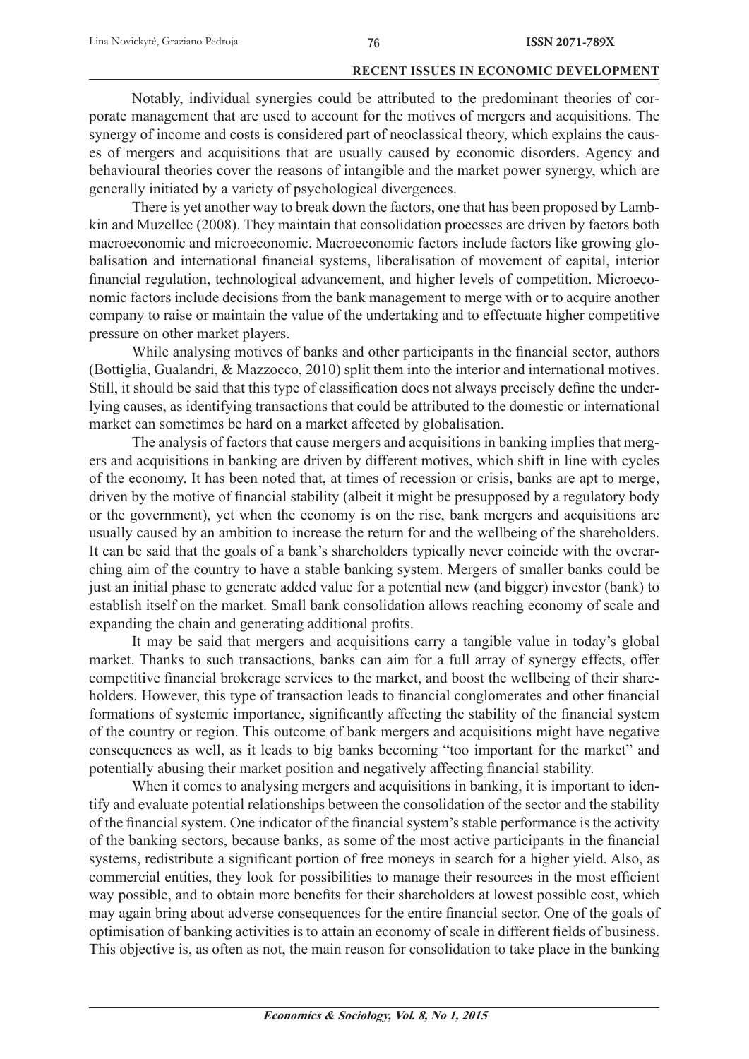Notably, individual synergies could be attributed to the predominant theories of corporate management that are used to account for the motives of mergers and acquisitions. The synergy of income and costs is considered part of neoclassical theory, which explains the causes of mergers and acquisitions that are usually caused by economic disorders. Agency and behavioural theories cover the reasons of intangible and the market power synergy, which are generally initiated by a variety of psychological divergences.

There is yet another way to break down the factors, one that has been proposed by Lambkin and Muzellec (2008). They maintain that consolidation processes are driven by factors both macroeconomic and microeconomic. Macroeconomic factors include factors like growing globalisation and international financial systems, liberalisation of movement of capital, interior financial regulation, technological advancement, and higher levels of competition. Microeconomic factors include decisions from the bank management to merge with or to acquire another company to raise or maintain the value of the undertaking and to effectuate higher competitive pressure on other market players.

While analysing motives of banks and other participants in the financial sector, authors (Bottiglia, Gualandri, & Mazzocco, 2010) split them into the interior and international motives. Still, it should be said that this type of classification does not always precisely define the underlying causes, as identifying transactions that could be attributed to the domestic or international market can sometimes be hard on a market affected by globalisation.

The analysis of factors that cause mergers and acquisitions in banking implies that mergers and acquisitions in banking are driven by different motives, which shift in line with cycles of the economy. It has been noted that, at times of recession or crisis, banks are apt to merge, driven by the motive of financial stability (albeit it might be presupposed by a regulatory body or the government), yet when the economy is on the rise, bank mergers and acquisitions are usually caused by an ambition to increase the return for and the wellbeing of the shareholders. It can be said that the goals of a bank's shareholders typically never coincide with the overarching aim of the country to have a stable banking system. Mergers of smaller banks could be just an initial phase to generate added value for a potential new (and bigger) investor (bank) to establish itself on the market. Small bank consolidation allows reaching economy of scale and expanding the chain and generating additional profits.

It may be said that mergers and acquisitions carry a tangible value in today's global market. Thanks to such transactions, banks can aim for a full array of synergy effects, offer competitive financial brokerage services to the market, and boost the wellbeing of their shareholders. However, this type of transaction leads to financial conglomerates and other financial formations of systemic importance, significantly affecting the stability of the financial system of the country or region. This outcome of bank mergers and acquisitions might have negative consequences as well, as it leads to big banks becoming "too important for the market" and potentially abusing their market position and negatively affecting financial stability.

When it comes to analysing mergers and acquisitions in banking, it is important to identify and evaluate potential relationships between the consolidation of the sector and the stability of the financial system. One indicator of the financial system's stable performance is the activity of the banking sectors, because banks, as some of the most active participants in the financial systems, redistribute a significant portion of free moneys in search for a higher yield. Also, as commercial entities, they look for possibilities to manage their resources in the most efficient way possible, and to obtain more benefits for their shareholders at lowest possible cost, which may again bring about adverse consequences for the entire financial sector. One of the goals of optimisation of banking activities is to attain an economy of scale in different fields of business. This objective is, as often as not, the main reason for consolidation to take place in the banking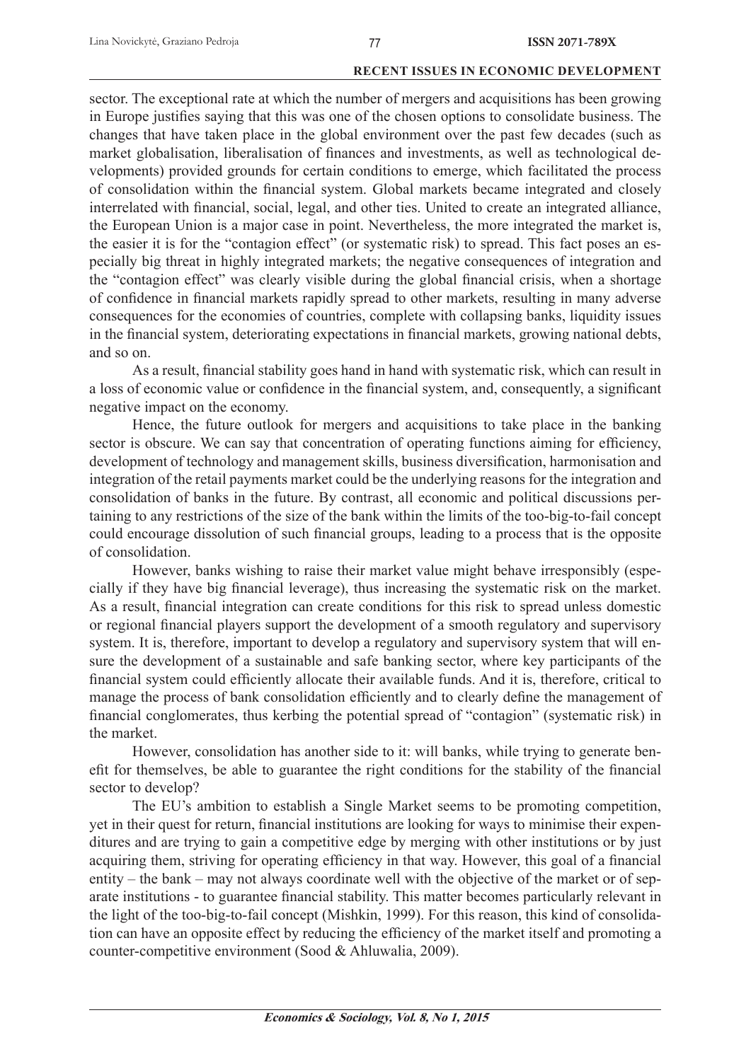sector. The exceptional rate at which the number of mergers and acquisitions has been growing in Europe justifies saying that this was one of the chosen options to consolidate business. The changes that have taken place in the global environment over the past few decades (such as market globalisation, liberalisation of finances and investments, as well as technological developments) provided grounds for certain conditions to emerge, which facilitated the process of consolidation within the financial system. Global markets became integrated and closely interrelated with financial, social, legal, and other ties. United to create an integrated alliance, the European Union is a major case in point. Nevertheless, the more integrated the market is, the easier it is for the "contagion effect" (or systematic risk) to spread. This fact poses an especially big threat in highly integrated markets; the negative consequences of integration and the "contagion effect" was clearly visible during the global financial crisis, when a shortage of confidence in financial markets rapidly spread to other markets, resulting in many adverse consequences for the economies of countries, complete with collapsing banks, liquidity issues in the financial system, deteriorating expectations in financial markets, growing national debts, and so on.

As a result, financial stability goes hand in hand with systematic risk, which can result in a loss of economic value or confidence in the financial system, and, consequently, a significant negative impact on the economy.

Hence, the future outlook for mergers and acquisitions to take place in the banking sector is obscure. We can say that concentration of operating functions aiming for efficiency, development of technology and management skills, business diversification, harmonisation and integration of the retail payments market could be the underlying reasons for the integration and consolidation of banks in the future. By contrast, all economic and political discussions pertaining to any restrictions of the size of the bank within the limits of the too-big-to-fail concept could encourage dissolution of such financial groups, leading to a process that is the opposite of consolidation.

However, banks wishing to raise their market value might behave irresponsibly (especially if they have big financial leverage), thus increasing the systematic risk on the market. As a result, financial integration can create conditions for this risk to spread unless domestic or regional financial players support the development of a smooth regulatory and supervisory system. It is, therefore, important to develop a regulatory and supervisory system that will ensure the development of a sustainable and safe banking sector, where key participants of the financial system could efficiently allocate their available funds. And it is, therefore, critical to manage the process of bank consolidation efficiently and to clearly define the management of financial conglomerates, thus kerbing the potential spread of "contagion" (systematic risk) in the market.

However, consolidation has another side to it: will banks, while trying to generate benefit for themselves, be able to guarantee the right conditions for the stability of the financial sector to develop?

The EU's ambition to establish a Single Market seems to be promoting competition, yet in their quest for return, financial institutions are looking for ways to minimise their expenditures and are trying to gain a competitive edge by merging with other institutions or by just acquiring them, striving for operating efficiency in that way. However, this goal of a financial entity – the bank – may not always coordinate well with the objective of the market or of separate institutions - to guarantee financial stability. This matter becomes particularly relevant in the light of the too-big-to-fail concept (Mishkin, 1999). For this reason, this kind of consolidation can have an opposite effect by reducing the efficiency of the market itself and promoting a counter-competitive environment (Sood & Ahluwalia, 2009).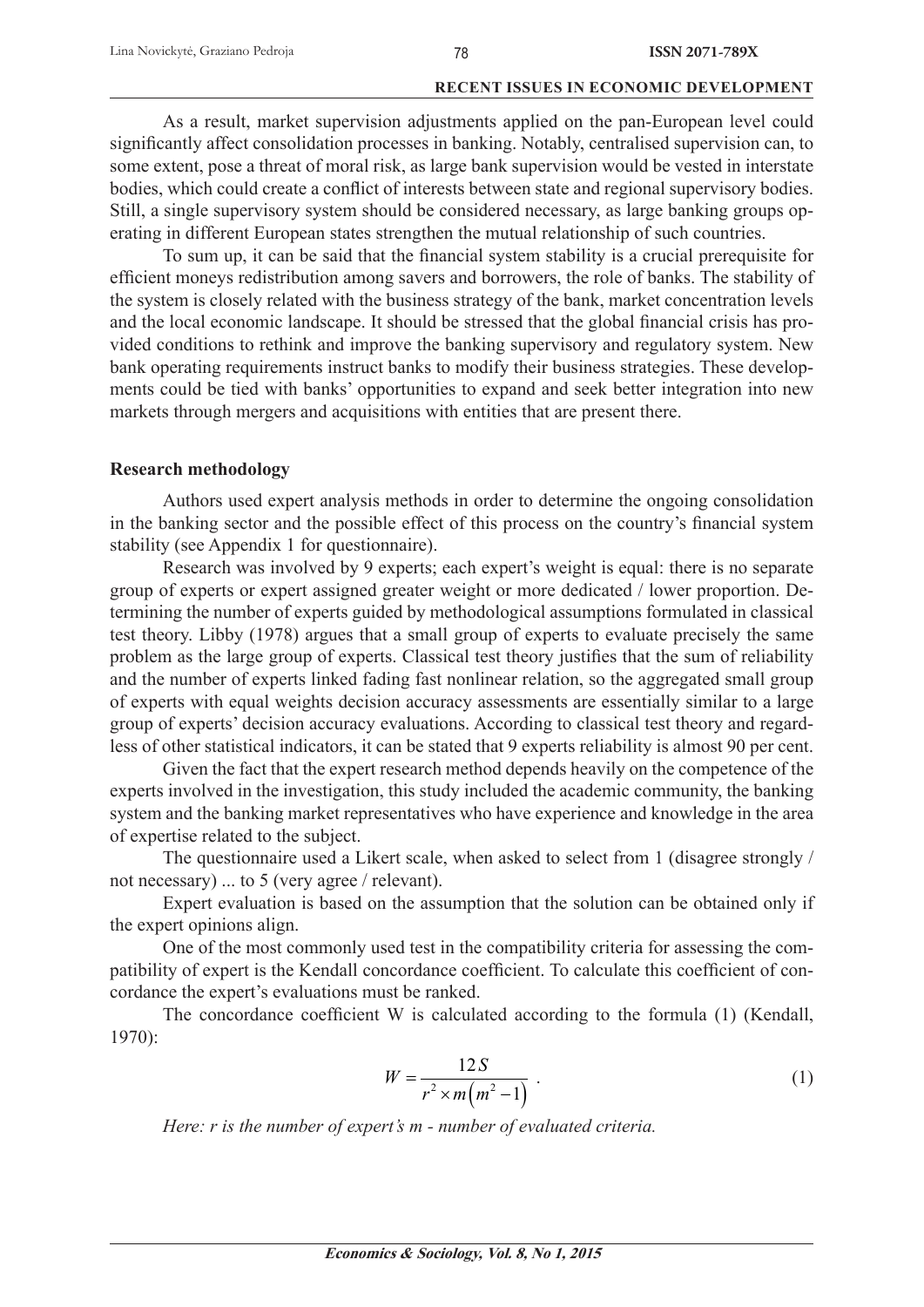As a result, market supervision adjustments applied on the pan-European level could significantly affect consolidation processes in banking. Notably, centralised supervision can, to some extent, pose a threat of moral risk, as large bank supervision would be vested in interstate bodies, which could create a conflict of interests between state and regional supervisory bodies. Still, a single supervisory system should be considered necessary, as large banking groups operating in different European states strengthen the mutual relationship of such countries.

To sum up, it can be said that the financial system stability is a crucial prerequisite for efficient moneys redistribution among savers and borrowers, the role of banks. The stability of the system is closely related with the business strategy of the bank, market concentration levels and the local economic landscape. It should be stressed that the global financial crisis has provided conditions to rethink and improve the banking supervisory and regulatory system. New bank operating requirements instruct banks to modify their business strategies. These developments could be tied with banks' opportunities to expand and seek better integration into new markets through mergers and acquisitions with entities that are present there.

## Research methodology

Authors used expert analysis methods in order to determine the ongoing consolidation in the banking sector and the possible effect of this process on the country's financial system stability (see Appendix 1 for questionnaire).

Research was involved by 9 experts; each expert's weight is equal: there is no separate group of experts or expert assigned greater weight or more dedicated / lower proportion. Determining the number of experts guided by methodological assumptions formulated in classical test theory. Libby (1978) argues that a small group of experts to evaluate precisely the same problem as the large group of experts. Classical test theory justifies that the sum of reliability and the number of experts linked fading fast nonlinear relation, so the aggregated small group of experts with equal weights decision accuracy assessments are essentially similar to a large group of experts' decision accuracy evaluations. According to classical test theory and regardless of other statistical indicators, it can be stated that 9 experts reliability is almost 90 per cent.

Given the fact that the expert research method depends heavily on the competence of the experts involved in the investigation, this study included the academic community, the banking system and the banking market representatives who have experience and knowledge in the area of expertise related to the subject.

The questionnaire used a Likert scale, when asked to select from 1 (disagree strongly / not necessary) ... to 5 (very agree / relevant).

Expert evaluation is based on the assumption that the solution can be obtained only if the expert opinions align.

One of the most commonly used test in the compatibility criteria for assessing the compatibility of expert is the Kendall concordance coefficient. To calculate this coefficient of concordance the expert's evaluations must be ranked.

The concordance coefficient W is calculated according to the formula (1) (Kendall, 1970):

$$W = \frac{12S}{r^2 \times m\left(m^2 - 1\right)} . \tag{1}$$

*Here: r is the number of expert's m - number of evaluated criteria.*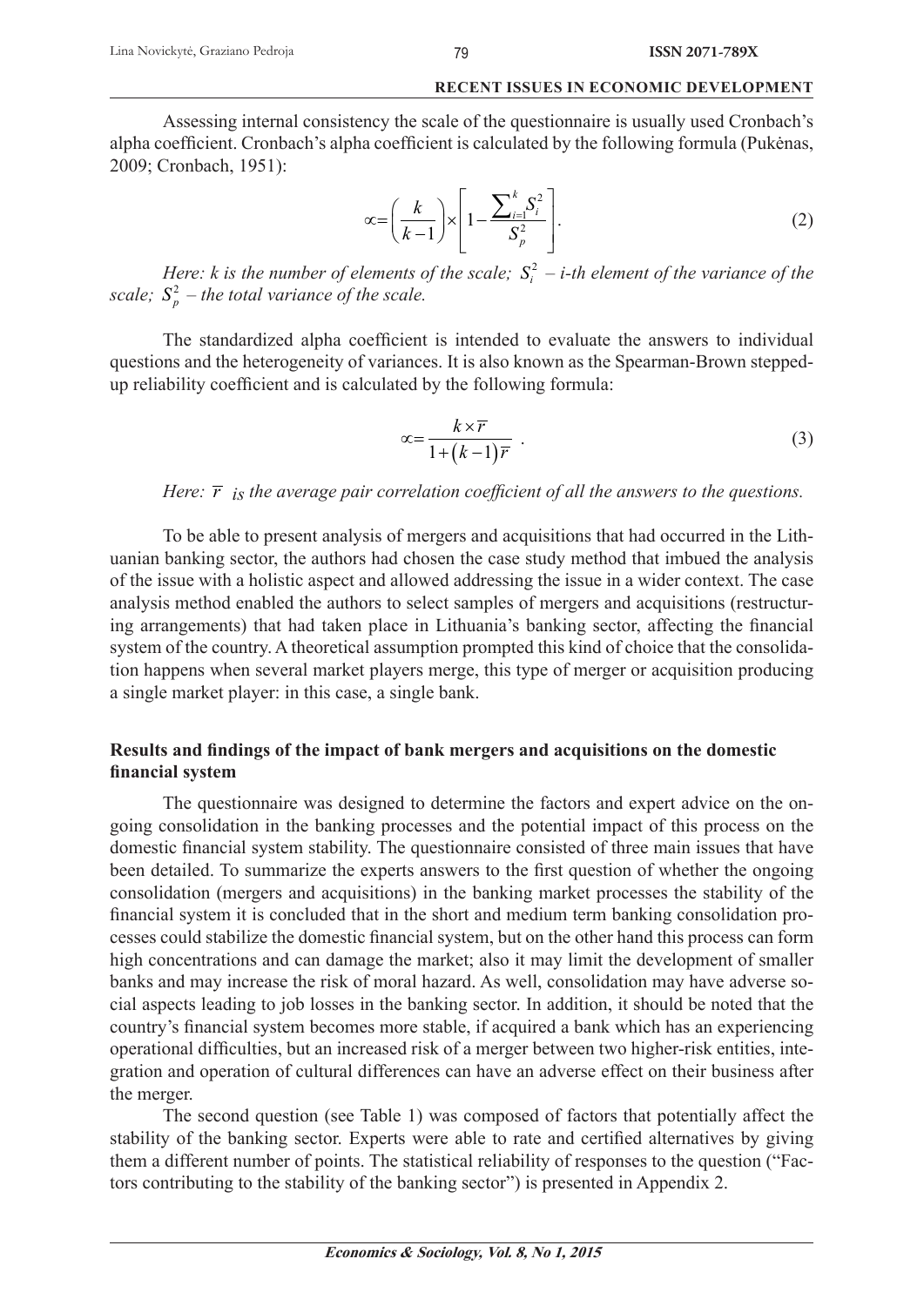Assessing internal consistency the scale of the questionnaire is usually used Cronbach's alpha coefficient. Cronbach's alpha coefficient is calculated by the following formula (Pukėnas, 2009; Cronbach, 1951):

$$\propto=\left(\frac{k}{k-1}\right)\times\left[1-\frac{\sum_{i=1}^{k}S_i^2}{S_p^2}\right]. \tag{2}$$

*Here: k is the number of elements of the scale;* $S_i^2$ *– i-th element of the variance of the scale;* $S_p^2$ *– the total variance of the scale.*

The standardized alpha coefficient is intended to evaluate the answers to individual questions and the heterogeneity of variances. It is also known as the Spearman-Brown stepped-up reliability coefficient and is calculated by the following formula:

$$\propto=\frac{k\times\overline{r}}{1+(k-1)\overline{r}} \ . \tag{3}$$

*Here:* $\overline{r}$ *is the average pair correlation coefficient of all the answers to the questions.*

To be able to present analysis of mergers and acquisitions that had occurred in the Lithuanian banking sector, the authors had chosen the case study method that imbued the analysis of the issue with a holistic aspect and allowed addressing the issue in a wider context. The case analysis method enabled the authors to select samples of mergers and acquisitions (restructuring arrangements) that had taken place in Lithuania's banking sector, affecting the financial system of the country. A theoretical assumption prompted this kind of choice that the consolidation happens when several market players merge, this type of merger or acquisition producing a single market player: in this case, a single bank.

## Results and findings of the impact of bank mergers and acquisitions on the domestic financial system

The questionnaire was designed to determine the factors and expert advice on the ongoing consolidation in the banking processes and the potential impact of this process on the domestic financial system stability. The questionnaire consisted of three main issues that have been detailed. To summarize the experts answers to the first question of whether the ongoing consolidation (mergers and acquisitions) in the banking market processes the stability of the financial system it is concluded that in the short and medium term banking consolidation processes could stabilize the domestic financial system, but on the other hand this process can form high concentrations and can damage the market; also it may limit the development of smaller banks and may increase the risk of moral hazard. As well, consolidation may have adverse social aspects leading to job losses in the banking sector. In addition, it should be noted that the country's financial system becomes more stable, if acquired a bank which has an experiencing operational difficulties, but an increased risk of a merger between two higher-risk entities, integration and operation of cultural differences can have an adverse effect on their business after the merger.

The second question (see Table 1) was composed of factors that potentially affect the stability of the banking sector. Experts were able to rate and certified alternatives by giving them a different number of points. The statistical reliability of responses to the question ("Factors contributing to the stability of the banking sector") is presented in Appendix 2.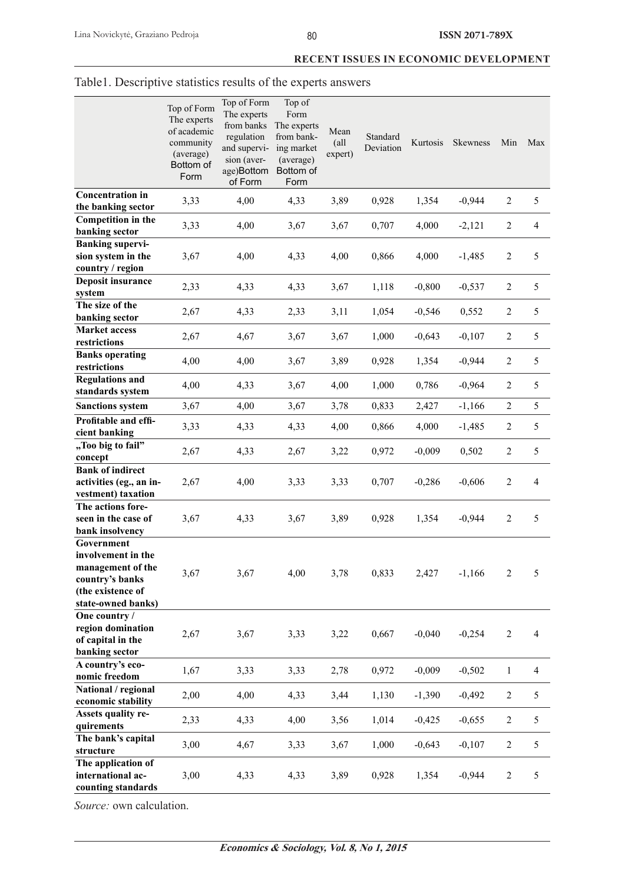Table1. Descriptive statistics results of the experts answers

| | Top of Form The experts of academic community (average) Bottom of Form | Top of Form The experts from banks regulation and supervision (average)Bottom of Form | Top of Form The experts from banking market (average) Bottom of Form | Mean (all expert) | Standard Deviation | Kurtosis | Skewness | Min | Max |
|---|---|---|---|---|---|---|---|---|---|
| **Concentration in the banking sector** | 3,33 | 4,00 | 4,33 | 3,89 | 0,928 | 1,354 | -0,944 | 2 | 5 |
| **Competition in the banking sector** | 3,33 | 4,00 | 3,67 | 3,67 | 0,707 | 4,000 | -2,121 | 2 | 4 |
| **Banking supervision system in the country / region** | 3,67 | 4,00 | 4,33 | 4,00 | 0,866 | 4,000 | -1,485 | 2 | 5 |
| **Deposit insurance system** | 2,33 | 4,33 | 4,33 | 3,67 | 1,118 | -0,800 | -0,537 | 2 | 5 |
| **The size of the banking sector** | 2,67 | 4,33 | 2,33 | 3,11 | 1,054 | -0,546 | 0,552 | 2 | 5 |
| **Market access restrictions** | 2,67 | 4,67 | 3,67 | 3,67 | 1,000 | -0,643 | -0,107 | 2 | 5 |
| **Banks operating restrictions** | 4,00 | 4,00 | 3,67 | 3,89 | 0,928 | 1,354 | -0,944 | 2 | 5 |
| **Regulations and standards system** | 4,00 | 4,33 | 3,67 | 4,00 | 1,000 | 0,786 | -0,964 | 2 | 5 |
| **Sanctions system** | 3,67 | 4,00 | 3,67 | 3,78 | 0,833 | 2,427 | -1,166 | 2 | 5 |
| **Profitable and efficient banking** | 3,33 | 4,33 | 4,33 | 4,00 | 0,866 | 4,000 | -1,485 | 2 | 5 |
| **„Too big to fail" concept** | 2,67 | 4,33 | 2,67 | 3,22 | 0,972 | -0,009 | 0,502 | 2 | 5 |
| **Bank of indirect activities (eg., an investment) taxation** | 2,67 | 4,00 | 3,33 | 3,33 | 0,707 | -0,286 | -0,606 | 2 | 4 |
| **The actions foreseen in the case of bank insolvency** | 3,67 | 4,33 | 3,67 | 3,89 | 0,928 | 1,354 | -0,944 | 2 | 5 |
| **Government involvement in the management of the country's banks (the existence of state-owned banks)** | 3,67 | 3,67 | 4,00 | 3,78 | 0,833 | 2,427 | -1,166 | 2 | 5 |
| **One country / region domination of capital in the banking sector** | 2,67 | 3,67 | 3,33 | 3,22 | 0,667 | -0,040 | -0,254 | 2 | 4 |
| **A country's economic freedom** | 1,67 | 3,33 | 3,33 | 2,78 | 0,972 | -0,009 | -0,502 | 1 | 4 |
| **National / regional economic stability** | 2,00 | 4,00 | 4,33 | 3,44 | 1,130 | -1,390 | -0,492 | 2 | 5 |
| **Assets quality requirements** | 2,33 | 4,33 | 4,00 | 3,56 | 1,014 | -0,425 | -0,655 | 2 | 5 |
| **The bank's capital structure** | 3,00 | 4,67 | 3,33 | 3,67 | 1,000 | -0,643 | -0,107 | 2 | 5 |
| **The application of international accounting standards** | 3,00 | 4,33 | 4,33 | 3,89 | 0,928 | 1,354 | -0,944 | 2 | 5 |

*Source:* own calculation.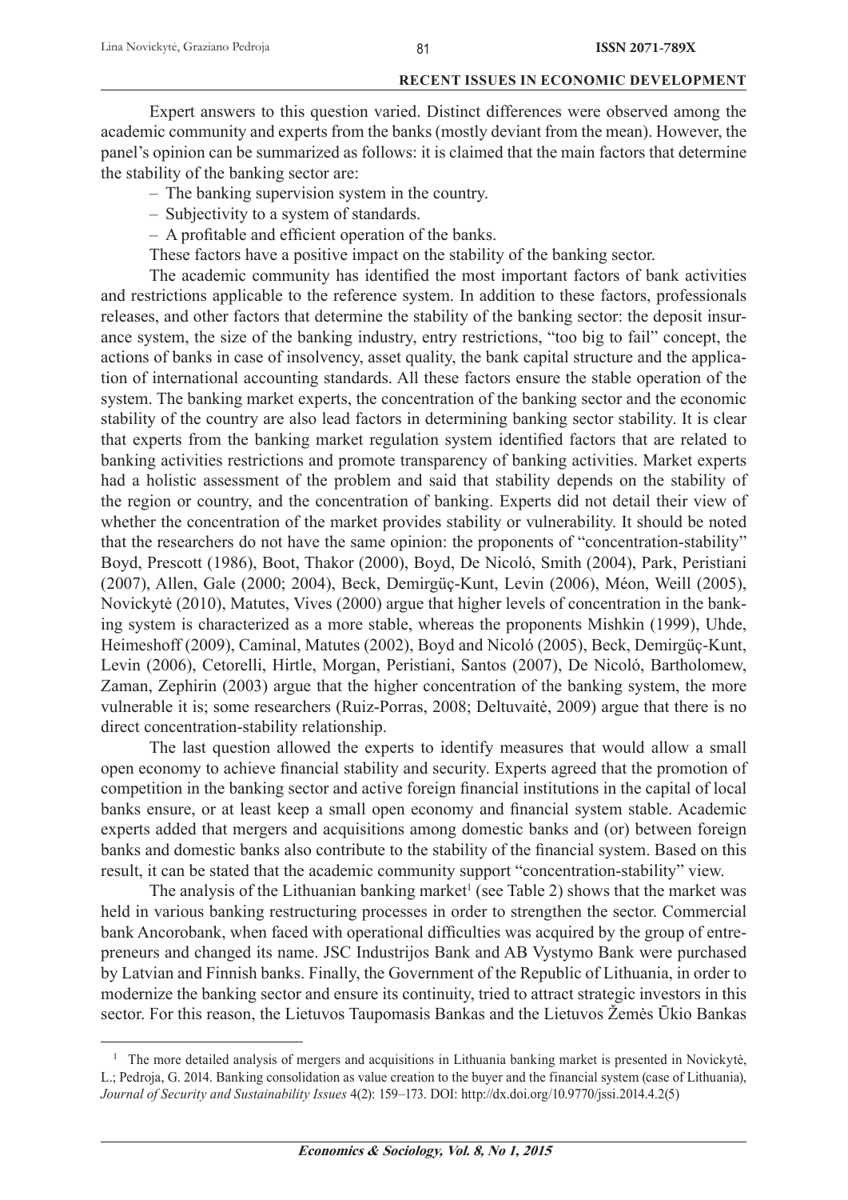Expert answers to this question varied. Distinct differences were observed among the academic community and experts from the banks (mostly deviant from the mean). However, the panel's opinion can be summarized as follows: it is claimed that the main factors that determine the stability of the banking sector are:

- The banking supervision system in the country.
- Subjectivity to a system of standards.
- A profitable and efficient operation of the banks.

These factors have a positive impact on the stability of the banking sector.

The academic community has identified the most important factors of bank activities and restrictions applicable to the reference system. In addition to these factors, professionals releases, and other factors that determine the stability of the banking sector: the deposit insurance system, the size of the banking industry, entry restrictions, "too big to fail" concept, the actions of banks in case of insolvency, asset quality, the bank capital structure and the application of international accounting standards. All these factors ensure the stable operation of the system. The banking market experts, the concentration of the banking sector and the economic stability of the country are also lead factors in determining banking sector stability. It is clear that experts from the banking market regulation system identified factors that are related to banking activities restrictions and promote transparency of banking activities. Market experts had a holistic assessment of the problem and said that stability depends on the stability of the region or country, and the concentration of banking. Experts did not detail their view of whether the concentration of the market provides stability or vulnerability. It should be noted that the researchers do not have the same opinion: the proponents of "concentration-stability" Boyd, Prescott (1986), Boot, Thakor (2000), Boyd, De Nicoló, Smith (2004), Park, Peristiani (2007), Allen, Gale (2000; 2004), Beck, Demirgüç-Kunt, Levin (2006), Méon, Weill (2005), Novickytė (2010), Matutes, Vives (2000) argue that higher levels of concentration in the banking system is characterized as a more stable, whereas the proponents Mishkin (1999), Uhde, Heimeshoff (2009), Caminal, Matutes (2002), Boyd and Nicoló (2005), Beck, Demirgüç-Kunt, Levin (2006), Cetorelli, Hirtle, Morgan, Peristiani, Santos (2007), De Nicoló, Bartholomew, Zaman, Zephirin (2003) argue that the higher concentration of the banking system, the more vulnerable it is; some researchers (Ruiz-Porras, 2008; Deltuvaitė, 2009) argue that there is no direct concentration-stability relationship.

The last question allowed the experts to identify measures that would allow a small open economy to achieve financial stability and security. Experts agreed that the promotion of competition in the banking sector and active foreign financial institutions in the capital of local banks ensure, or at least keep a small open economy and financial system stable. Academic experts added that mergers and acquisitions among domestic banks and (or) between foreign banks and domestic banks also contribute to the stability of the financial system. Based on this result, it can be stated that the academic community support "concentration-stability" view.

The analysis of the Lithuanian banking market[1] (see Table 2) shows that the market was held in various banking restructuring processes in order to strengthen the sector. Commercial bank Ancorobank, when faced with operational difficulties was acquired by the group of entrepreneurs and changed its name. JSC Industrijos Bank and AB Vystymo Bank were purchased by Latvian and Finnish banks. Finally, the Government of the Republic of Lithuania, in order to modernize the banking sector and ensure its continuity, tried to attract strategic investors in this sector. For this reason, the Lietuvos Taupomasis Bankas and the Lietuvos Žemės Ūkio Bankas

[1] The more detailed analysis of mergers and acquisitions in Lithuania banking market is presented in Novickytė, L.; Pedroja, G. 2014. Banking consolidation as value creation to the buyer and the financial system (case of Lithuania), *Journal of Security and Sustainability Issues* 4(2): 159–173. DOI: http://dx.doi.org/10.9770/jssi.2014.4.2(5)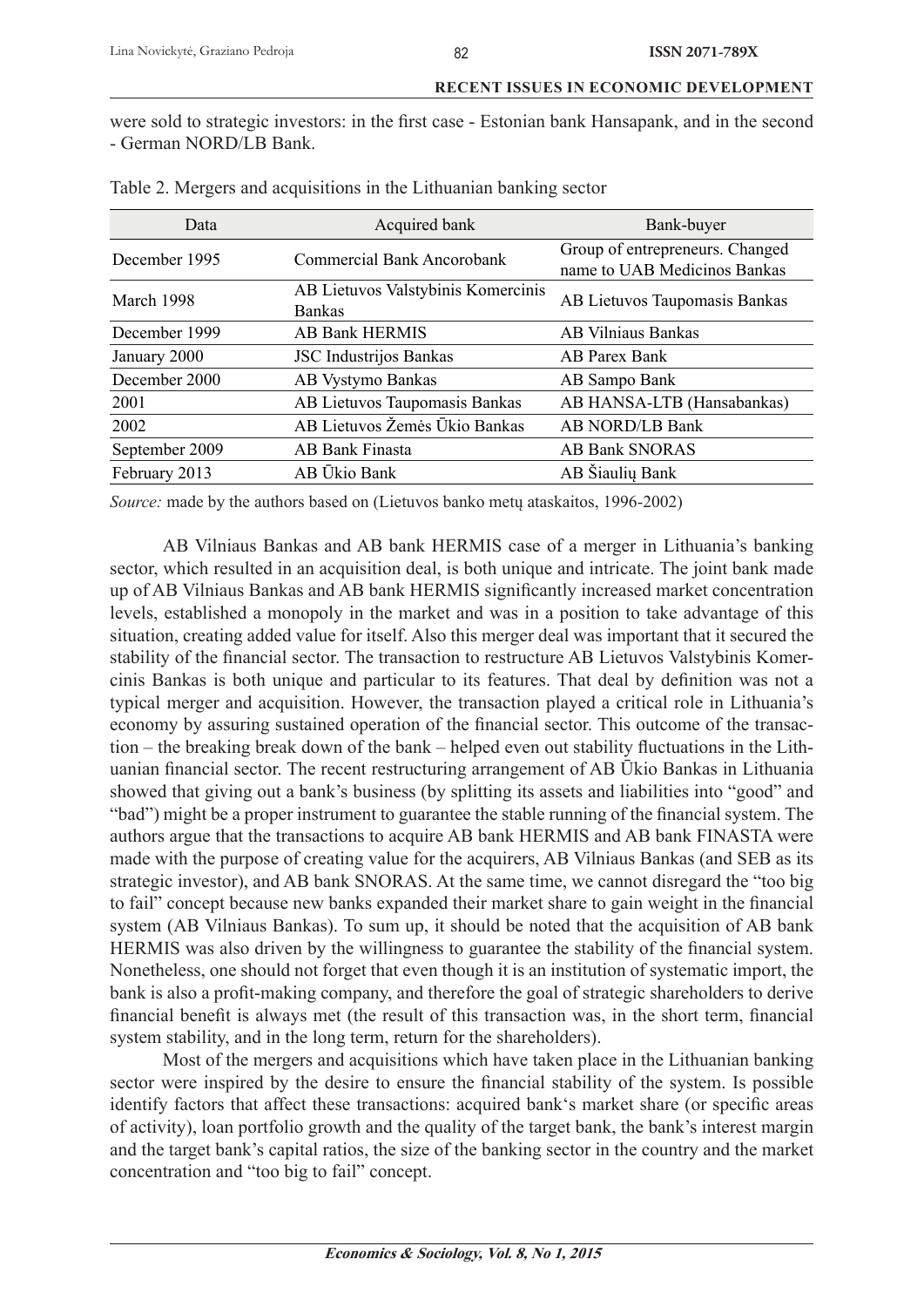were sold to strategic investors: in the first case - Estonian bank Hansapank, and in the second - German NORD/LB Bank.

Table 2. Mergers and acquisitions in the Lithuanian banking sector

| Data | Acquired bank | Bank-buyer |
|---|---|---|
| December 1995 | Commercial Bank Ancorobank | Group of entrepreneurs. Changed name to UAB Medicinos Bankas |
| March 1998 | AB Lietuvos Valstybinis Komercinis Bankas | AB Lietuvos Taupomasis Bankas |
| December 1999 | AB Bank HERMIS | AB Vilniaus Bankas |
| January 2000 | JSC Industrijos Bankas | AB Parex Bank |
| December 2000 | AB Vystymo Bankas | AB Sampo Bank |
| 2001 | AB Lietuvos Taupomasis Bankas | AB HANSA-LTB (Hansabankas) |
| 2002 | AB Lietuvos Žemės Ūkio Bankas | AB NORD/LB Bank |
| September 2009 | AB Bank Finasta | AB Bank SNORAS |
| February 2013 | AB Ūkio Bank | AB Šiaulių Bank |

*Source:* made by the authors based on (Lietuvos banko metų ataskaitos, 1996-2002)

AB Vilniaus Bankas and AB bank HERMIS case of a merger in Lithuania's banking sector, which resulted in an acquisition deal, is both unique and intricate. The joint bank made up of AB Vilniaus Bankas and AB bank HERMIS significantly increased market concentration levels, established a monopoly in the market and was in a position to take advantage of this situation, creating added value for itself. Also this merger deal was important that it secured the stability of the financial sector. The transaction to restructure AB Lietuvos Valstybinis Komercinis Bankas is both unique and particular to its features. That deal by definition was not a typical merger and acquisition. However, the transaction played a critical role in Lithuania's economy by assuring sustained operation of the financial sector. This outcome of the transaction – the breaking break down of the bank – helped even out stability fluctuations in the Lithuanian financial sector. The recent restructuring arrangement of AB Ūkio Bankas in Lithuania showed that giving out a bank's business (by splitting its assets and liabilities into "good" and "bad") might be a proper instrument to guarantee the stable running of the financial system. The authors argue that the transactions to acquire AB bank HERMIS and AB bank FINASTA were made with the purpose of creating value for the acquirers, AB Vilniaus Bankas (and SEB as its strategic investor), and AB bank SNORAS. At the same time, we cannot disregard the "too big to fail" concept because new banks expanded their market share to gain weight in the financial system (AB Vilniaus Bankas). To sum up, it should be noted that the acquisition of AB bank HERMIS was also driven by the willingness to guarantee the stability of the financial system. Nonetheless, one should not forget that even though it is an institution of systematic import, the bank is also a profit-making company, and therefore the goal of strategic shareholders to derive financial benefit is always met (the result of this transaction was, in the short term, financial system stability, and in the long term, return for the shareholders).

Most of the mergers and acquisitions which have taken place in the Lithuanian banking sector were inspired by the desire to ensure the financial stability of the system. Is possible identify factors that affect these transactions: acquired bank's market share (or specific areas of activity), loan portfolio growth and the quality of the target bank, the bank's interest margin and the target bank's capital ratios, the size of the banking sector in the country and the market concentration and "too big to fail" concept.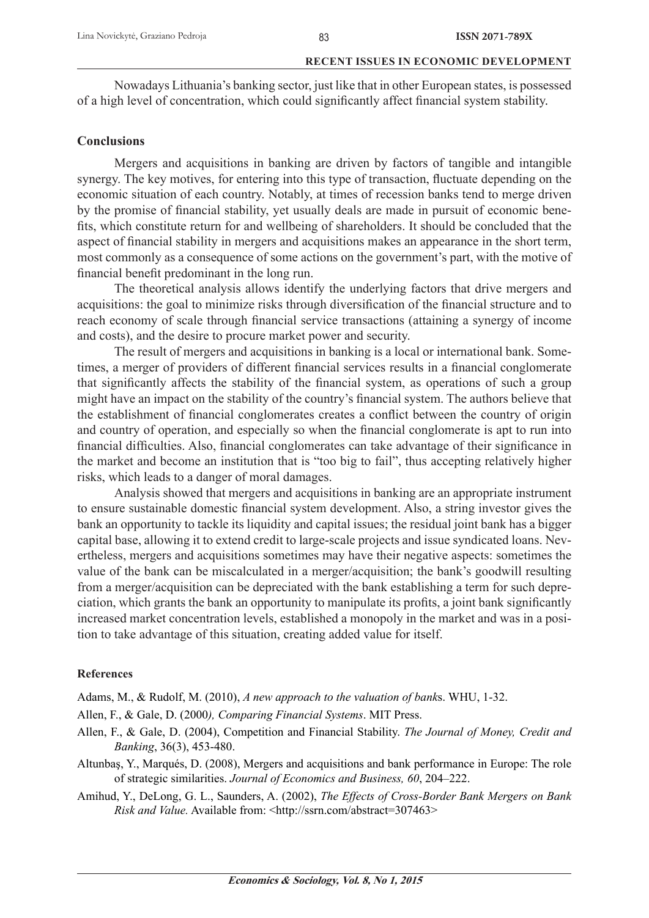Nowadays Lithuania's banking sector, just like that in other European states, is possessed of a high level of concentration, which could significantly affect financial system stability.

## Conclusions

Mergers and acquisitions in banking are driven by factors of tangible and intangible synergy. The key motives, for entering into this type of transaction, fluctuate depending on the economic situation of each country. Notably, at times of recession banks tend to merge driven by the promise of financial stability, yet usually deals are made in pursuit of economic benefits, which constitute return for and wellbeing of shareholders. It should be concluded that the aspect of financial stability in mergers and acquisitions makes an appearance in the short term, most commonly as a consequence of some actions on the government's part, with the motive of financial benefit predominant in the long run.

The theoretical analysis allows identify the underlying factors that drive mergers and acquisitions: the goal to minimize risks through diversification of the financial structure and to reach economy of scale through financial service transactions (attaining a synergy of income and costs), and the desire to procure market power and security.

The result of mergers and acquisitions in banking is a local or international bank. Sometimes, a merger of providers of different financial services results in a financial conglomerate that significantly affects the stability of the financial system, as operations of such a group might have an impact on the stability of the country's financial system. The authors believe that the establishment of financial conglomerates creates a conflict between the country of origin and country of operation, and especially so when the financial conglomerate is apt to run into financial difficulties. Also, financial conglomerates can take advantage of their significance in the market and become an institution that is "too big to fail", thus accepting relatively higher risks, which leads to a danger of moral damages.

Analysis showed that mergers and acquisitions in banking are an appropriate instrument to ensure sustainable domestic financial system development. Also, a string investor gives the bank an opportunity to tackle its liquidity and capital issues; the residual joint bank has a bigger capital base, allowing it to extend credit to large-scale projects and issue syndicated loans. Nevertheless, mergers and acquisitions sometimes may have their negative aspects: sometimes the value of the bank can be miscalculated in a merger/acquisition; the bank's goodwill resulting from a merger/acquisition can be depreciated with the bank establishing a term for such depreciation, which grants the bank an opportunity to manipulate its profits, a joint bank significantly increased market concentration levels, established a monopoly in the market and was in a position to take advantage of this situation, creating added value for itself.

### References

Adams, M., & Rudolf, M. (2010), *A new approach to the valuation of bank*s. WHU, 1-32.

Allen, F., & Gale, D. (2000*), Comparing Financial Systems*. MIT Press.

Allen, F., & Gale, D. (2004), Competition and Financial Stability. *The Journal of Money, Credit and Banking*, 36(3), 453-480.

Altunbaş, Y., Marqués, D. (2008), Mergers and acquisitions and bank performance in Europe: The role of strategic similarities. *Journal of Economics and Business, 60*, 204–222.

Amihud, Y., DeLong, G. L., Saunders, A. (2002), *The Effects of Cross-Border Bank Mergers on Bank Risk and Value.* Available from: <http://ssrn.com/abstract=307463>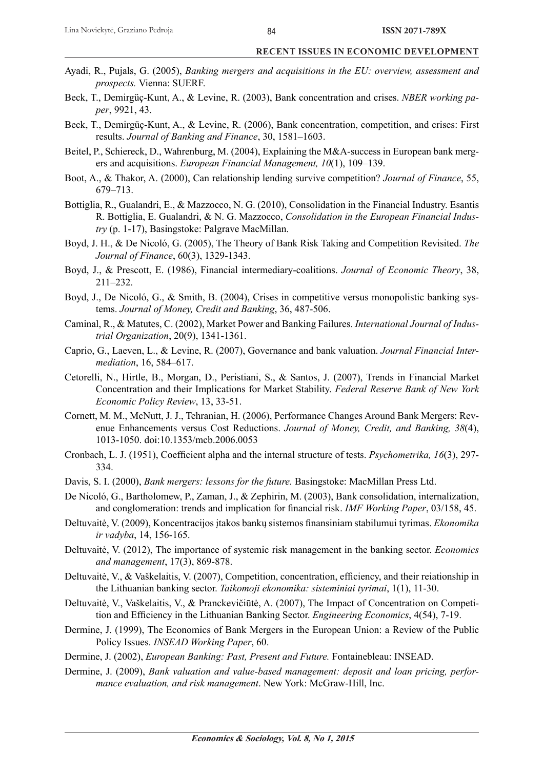Ayadi, R., Pujals, G. (2005), *Banking mergers and acquisitions in the EU: overview, assessment and prospects.* Vienna: SUERF.

Beck, T., Demirgüç-Kunt, A., & Levine, R. (2003), Bank concentration and crises. *NBER working paper*, 9921, 43.

Beck, T., Demirgüç-Kunt, A., & Levine, R. (2006), Bank concentration, competition, and crises: First results. *Journal of Banking and Finance*, 30, 1581–1603.

Beitel, P., Schiereck, D., Wahrenburg, M. (2004), Explaining the M&A-success in European bank mergers and acquisitions. *European Financial Management, 10*(1), 109–139.

Boot, A., & Thakor, A. (2000), Can relationship lending survive competition? *Journal of Finance*, 55, 679–713.

Bottiglia, R., Gualandri, E., & Mazzocco, N. G. (2010), Consolidation in the Financial Industry. Esantis R. Bottiglia, E. Gualandri, & N. G. Mazzocco, *Consolidation in the European Financial Industry* (p. 1-17), Basingstoke: Palgrave MacMillan.

Boyd, J. H., & De Nicoló, G. (2005), The Theory of Bank Risk Taking and Competition Revisited. *The Journal of Finance*, 60(3), 1329-1343.

Boyd, J., & Prescott, E. (1986), Financial intermediary-coalitions. *Journal of Economic Theory*, 38, 211–232.

Boyd, J., De Nicoló, G., & Smith, B. (2004), Crises in competitive versus monopolistic banking systems. *Journal of Money, Credit and Banking*, 36, 487-506.

Caminal, R., & Matutes, C. (2002), Market Power and Banking Failures. *International Journal of Industrial Organization*, 20(9), 1341-1361.

Caprio, G., Laeven, L., & Levine, R. (2007), Governance and bank valuation. *Journal Financial Intermediation*, 16, 584–617.

Cetorelli, N., Hirtle, B., Morgan, D., Peristiani, S., & Santos, J. (2007), Trends in Financial Market Concentration and their Implications for Market Stability. *Federal Reserve Bank of New York Economic Policy Review*, 13, 33-51.

Cornett, M. M., McNutt, J. J., Tehranian, H. (2006), Performance Changes Around Bank Mergers: Revenue Enhancements versus Cost Reductions. *Journal of Money, Credit, and Banking, 38*(4), 1013-1050. doi:10.1353/mcb.2006.0053

Cronbach, L. J. (1951), Coefficient alpha and the internal structure of tests. *Psychometrika, 16*(3), 297-334.

Davis, S. I. (2000), *Bank mergers: lessons for the future.* Basingstoke: MacMillan Press Ltd.

De Nicoló, G., Bartholomew, P., Zaman, J., & Zephirin, M. (2003), Bank consolidation, internalization, and conglomeration: trends and implication for financial risk. *IMF Working Paper*, 03/158, 45.

Deltuvaitė, V. (2009), Koncentracijos įtakos bankų sistemos finansiniam stabilumui tyrimas. *Ekonomika ir vadyba*, 14, 156-165.

Deltuvaitė, V. (2012), The importance of systemic risk management in the banking sector. *Economics and management*, 17(3), 869-878.

Deltuvaitė, V., & Vaškelaitis, V. (2007), Competition, concentration, efficiency, and their reiationship in the Lithuanian banking sector. *Taikomoji ekonomika: sisteminiai tyrimai*, 1(1), 11-30.

Deltuvaitė, V., Vaškelaitis, V., & Pranckevičiūtė, A. (2007), The Impact of Concentration on Competition and Efficiency in the Lithuanian Banking Sector. *Engineering Economics*, 4(54), 7-19.

Dermine, J. (1999), The Economics of Bank Mergers in the European Union: a Review of the Public Policy Issues. *INSEAD Working Paper*, 60.

Dermine, J. (2002), *European Banking: Past, Present and Future.* Fontainebleau: INSEAD.

Dermine, J. (2009), *Bank valuation and value-based management: deposit and loan pricing, performance evaluation, and risk management*. New York: McGraw-Hill, Inc.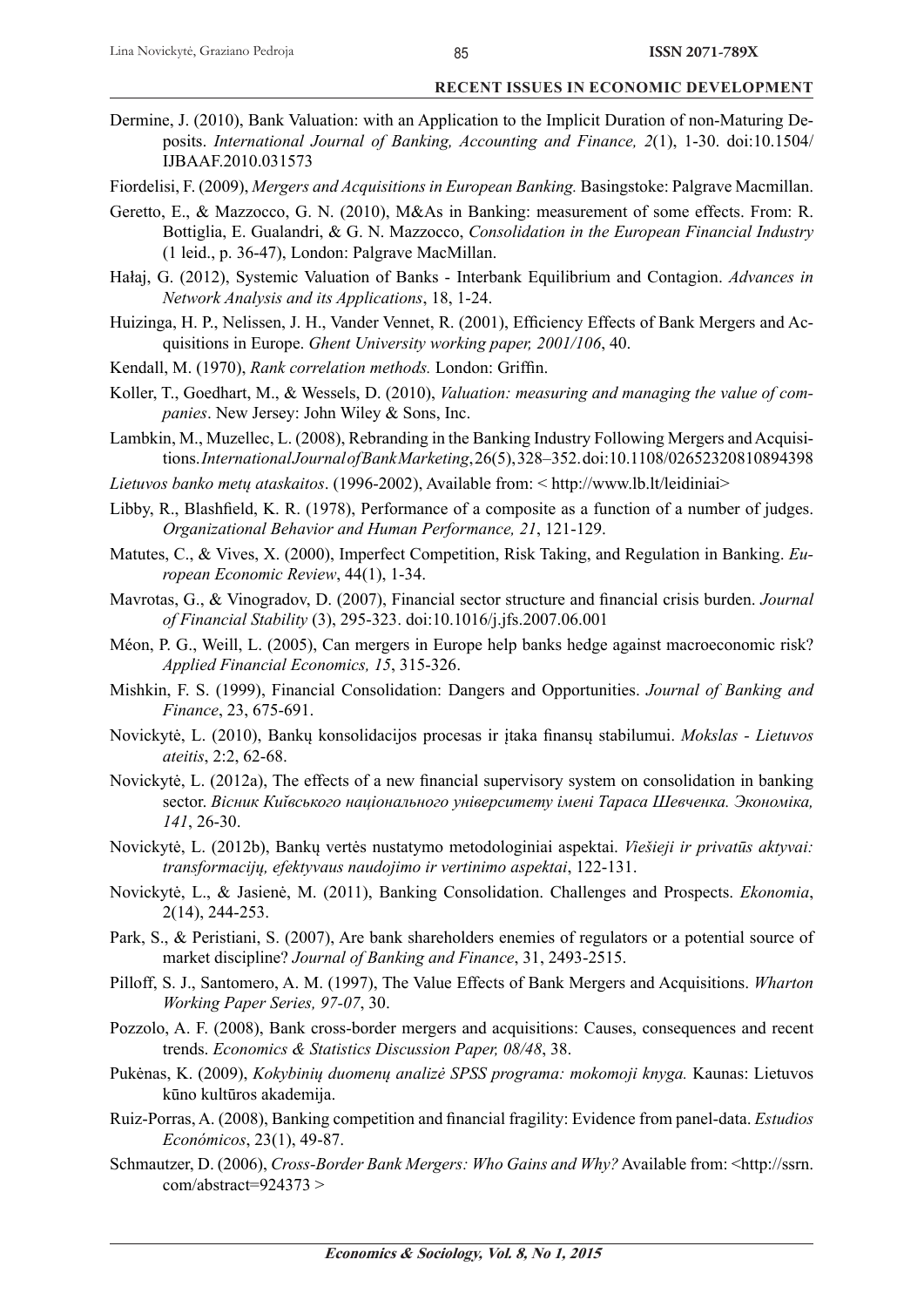Dermine, J. (2010), Bank Valuation: with an Application to the Implicit Duration of non-Maturing Deposits. *International Journal of Banking, Accounting and Finance, 2*(1), 1-30. doi:10.1504/IJBAAF.2010.031573

Fiordelisi, F. (2009), *Mergers and Acquisitions in European Banking.* Basingstoke: Palgrave Macmillan.

Geretto, E., & Mazzocco, G. N. (2010), M&As in Banking: measurement of some effects. From: R. Bottiglia, E. Gualandri, & G. N. Mazzocco, *Consolidation in the European Financial Industry* (1 leid., p. 36-47), London: Palgrave MacMillan.

Hałaj, G. (2012), Systemic Valuation of Banks - Interbank Equilibrium and Contagion. *Advances in Network Analysis and its Applications*, 18, 1-24.

Huizinga, H. P., Nelissen, J. H., Vander Vennet, R. (2001), Efficiency Effects of Bank Mergers and Acquisitions in Europe. *Ghent University working paper, 2001/106*, 40.

Kendall, M. (1970), *Rank correlation methods.* London: Griffin.

Koller, T., Goedhart, M., & Wessels, D. (2010), *Valuation: measuring and managing the value of companies*. New Jersey: John Wiley & Sons, Inc.

Lambkin, M., Muzellec, L. (2008), Rebranding in the Banking Industry Following Mergers and Acquisitions. *International Journal of Bank Marketing*, 26(5), 328–352. doi:10.1108/02652320810894398

*Lietuvos banko metų ataskaitos*. (1996-2002), Available from: < http://www.lb.lt/leidiniai>

Libby, R., Blashfield, K. R. (1978), Performance of a composite as a function of a number of judges. *Organizational Behavior and Human Performance, 21*, 121-129.

Matutes, C., & Vives, X. (2000), Imperfect Competition, Risk Taking, and Regulation in Banking. *European Economic Review*, 44(1), 1-34.

Mavrotas, G., & Vinogradov, D. (2007), Financial sector structure and financial crisis burden. *Journal of Financial Stability* (3), 295-323. doi:10.1016/j.jfs.2007.06.001

Méon, P. G., Weill, L. (2005), Can mergers in Europe help banks hedge against macroeconomic risk? *Applied Financial Economics, 15*, 315-326.

Mishkin, F. S. (1999), Financial Consolidation: Dangers and Opportunities. *Journal of Banking and Finance*, 23, 675-691.

Novickytė, L. (2010), Bankų konsolidacijos procesas ir įtaka finansų stabilumui. *Mokslas - Lietuvos ateitis*, 2:2, 62-68.

Novickytė, L. (2012a), The effects of a new financial supervisory system on consolidation in banking sector. *Вісник Київського національного університету імені Тараса Шевченка. Економіка, 141*, 26-30.

Novickytė, L. (2012b), Bankų vertės nustatymo metodologiniai aspektai. *Viešieji ir privatūs aktyvai: transformacijų, efektyvaus naudojimo ir vertinimo aspektai*, 122-131.

Novickytė, L., & Jasienė, M. (2011), Banking Consolidation. Challenges and Prospects. *Ekonomia*, 2(14), 244-253.

Park, S., & Peristiani, S. (2007), Are bank shareholders enemies of regulators or a potential source of market discipline? *Journal of Banking and Finance*, 31, 2493-2515.

Pilloff, S. J., Santomero, A. M. (1997), The Value Effects of Bank Mergers and Acquisitions. *Wharton Working Paper Series, 97-07*, 30.

Pozzolo, A. F. (2008), Bank cross-border mergers and acquisitions: Causes, consequences and recent trends. *Economics & Statistics Discussion Paper, 08/48*, 38.

Pukėnas, K. (2009), *Kokybinių duomenų analizė SPSS programa: mokomoji knyga.* Kaunas: Lietuvos kūno kultūros akademija.

Ruiz-Porras, A. (2008), Banking competition and financial fragility: Evidence from panel-data. *Estudios Económicos*, 23(1), 49-87.

Schmautzer, D. (2006), *Cross-Border Bank Mergers: Who Gains and Why?* Available from: <http://ssrn.com/abstract=924373 >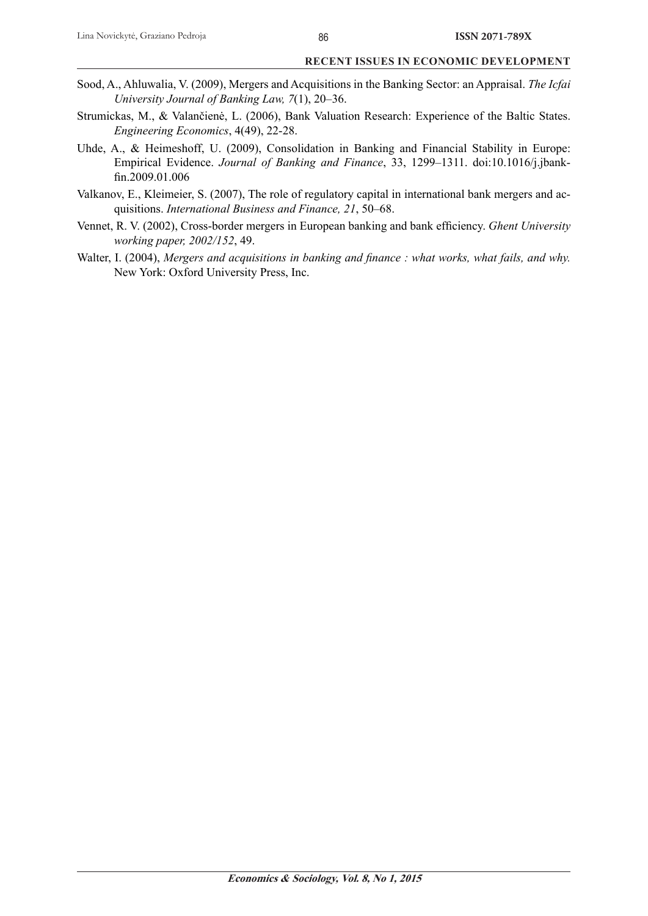Sood, A., Ahluwalia, V. (2009), Mergers and Acquisitions in the Banking Sector: an Appraisal. *The Icfai University Journal of Banking Law, 7*(1), 20–36.

Strumickas, M., & Valančienė, L. (2006), Bank Valuation Research: Experience of the Baltic States. *Engineering Economics*, 4(49), 22-28.

Uhde, A., & Heimeshoff, U. (2009), Consolidation in Banking and Financial Stability in Europe: Empirical Evidence. *Journal of Banking and Finance*, 33, 1299–1311. doi:10.1016/j.jbankfin.2009.01.006

Valkanov, E., Kleimeier, S. (2007), The role of regulatory capital in international bank mergers and acquisitions. *International Business and Finance, 21*, 50–68.

Vennet, R. V. (2002), Cross-border mergers in European banking and bank efficiency. *Ghent University working paper, 2002/152*, 49.

Walter, I. (2004), *Mergers and acquisitions in banking and finance : what works, what fails, and why.* New York: Oxford University Press, Inc.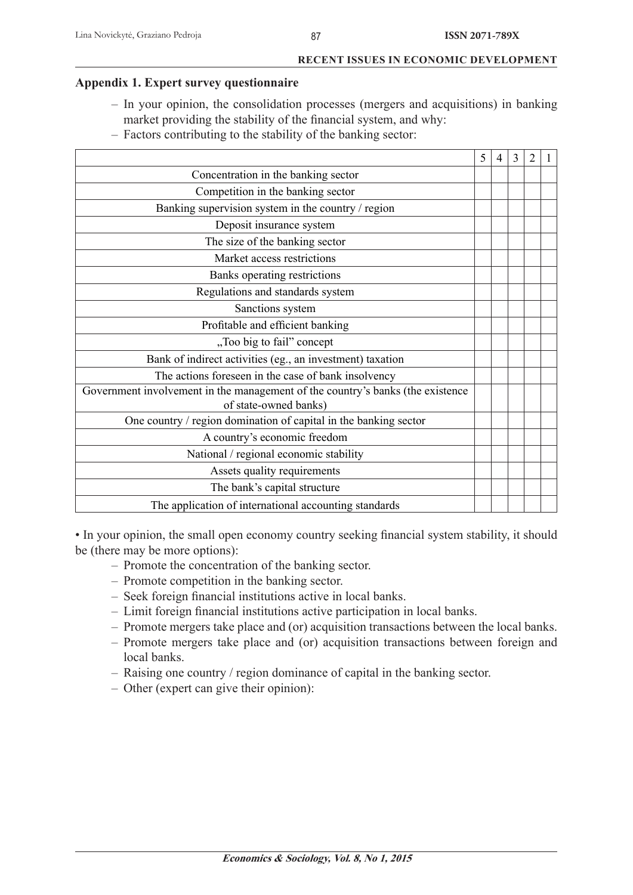**Appendix 1. Expert survey questionnaire**

- In your opinion, the consolidation processes (mergers and acquisitions) in banking market providing the stability of the financial system, and why:
- Factors contributing to the stability of the banking sector:

| | 5 | 4 | 3 | 2 | 1 |
|---|---|---|---|---|---|
| Concentration in the banking sector | | | | | |
| Competition in the banking sector | | | | | |
| Banking supervision system in the country / region | | | | | |
| Deposit insurance system | | | | | |
| The size of the banking sector | | | | | |
| Market access restrictions | | | | | |
| Banks operating restrictions | | | | | |
| Regulations and standards system | | | | | |
| Sanctions system | | | | | |
| Profitable and efficient banking | | | | | |
| „Too big to fail" concept | | | | | |
| Bank of indirect activities (eg., an investment) taxation | | | | | |
| The actions foreseen in the case of bank insolvency | | | | | |
| Government involvement in the management of the country's banks (the existence of state-owned banks) | | | | | |
| One country / region domination of capital in the banking sector | | | | | |
| A country's economic freedom | | | | | |
| National / regional economic stability | | | | | |
| Assets quality requirements | | | | | |
| The bank's capital structure | | | | | |
| The application of international accounting standards | | | | | |

• In your opinion, the small open economy country seeking financial system stability, it should be (there may be more options):

- Promote the concentration of the banking sector.
- Promote competition in the banking sector.
- Seek foreign financial institutions active in local banks.
- Limit foreign financial institutions active participation in local banks.
- Promote mergers take place and (or) acquisition transactions between the local banks.
- Promote mergers take place and (or) acquisition transactions between foreign and local banks.
- Raising one country / region dominance of capital in the banking sector.
- Other (expert can give their opinion):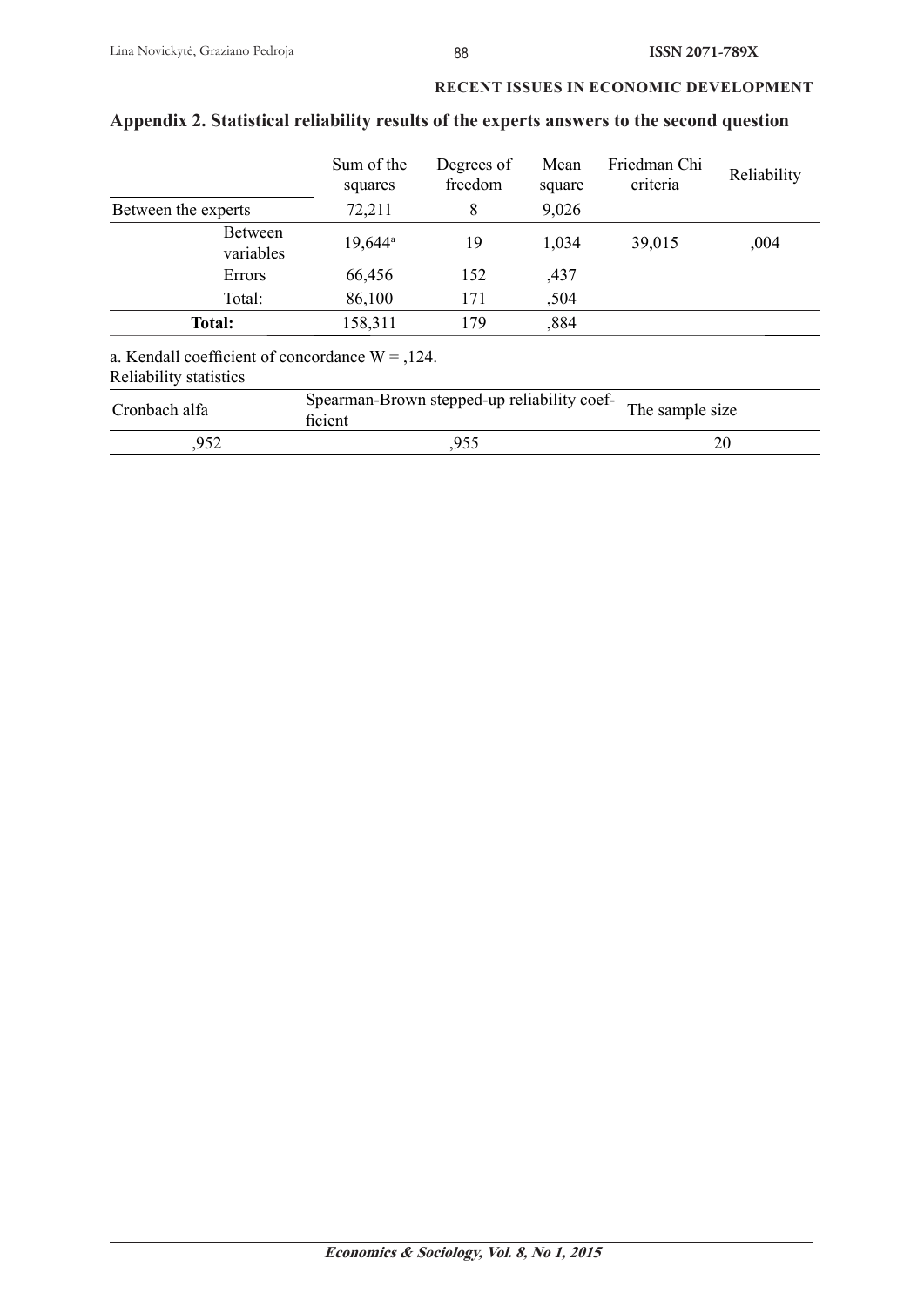## Appendix 2. Statistical reliability results of the experts answers to the second question

| | | Sum of the squares | Degrees of freedom | Mean square | Friedman Chi criteria | Reliability |
|---|---|---|---|---|---|---|
| Between the experts | | 72,211 | 8 | 9,026 | | |
| | Between variables | 19,644[a] | 19 | 1,034 | 39,015 | ,004 |
| | Errors | 66,456 | 152 | ,437 | | |
| | Total: | 86,100 | 171 | ,504 | | |
| **Total:** | | 158,311 | 179 | ,884 | | |

a. Kendall coefficient of concordance W = ,124.

Reliability statistics

| Cronbach alfa | Spearman-Brown stepped-up reliability coefficient | The sample size |
|---|---|---|
| ,952 | ,955 | 20 |